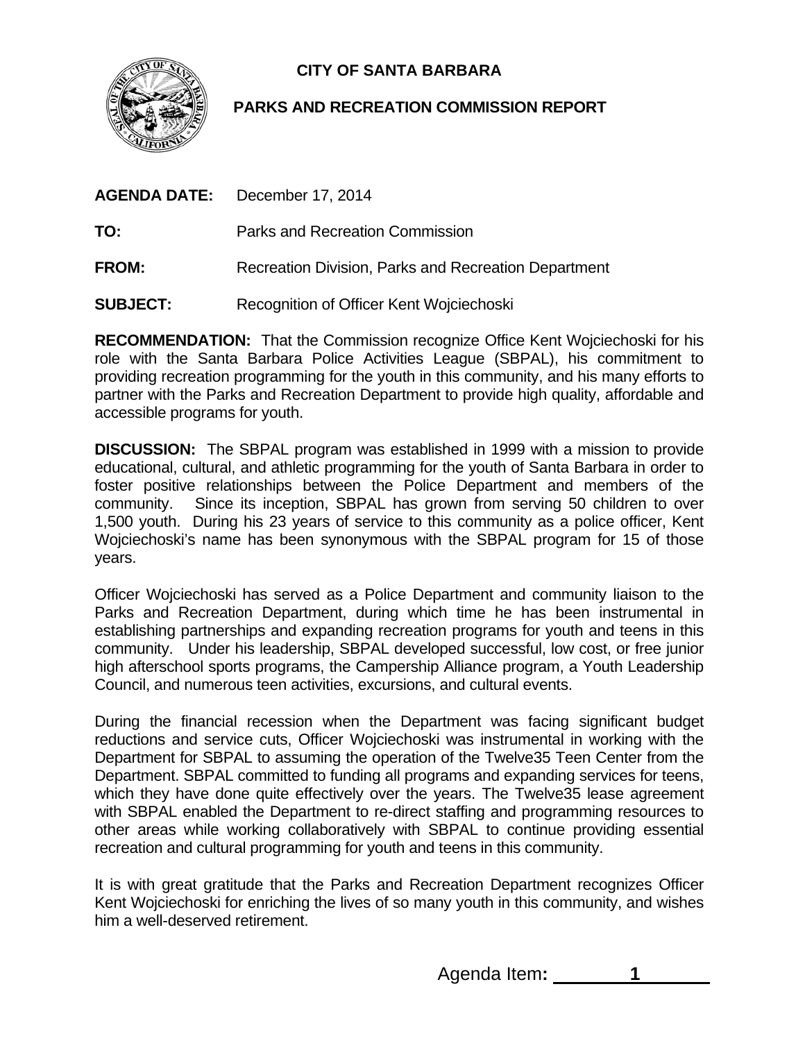# CITY OF SANTA BARBARA

## PARKS AND RECREATION COMMISSION REPORT

**AGENDA DATE:** December 17, 2014

**TO:** Parks and Recreation Commission

**FROM:** Recreation Division, Parks and Recreation Department

**SUBJECT:** Recognition of Officer Kent Wojciechoski

**RECOMMENDATION:** That the Commission recognize Office Kent Wojciechoski for his role with the Santa Barbara Police Activities League (SBPAL), his commitment to providing recreation programming for the youth in this community, and his many efforts to partner with the Parks and Recreation Department to provide high quality, affordable and accessible programs for youth.

**DISCUSSION:** The SBPAL program was established in 1999 with a mission to provide educational, cultural, and athletic programming for the youth of Santa Barbara in order to foster positive relationships between the Police Department and members of the community. Since its inception, SBPAL has grown from serving 50 children to over 1,500 youth. During his 23 years of service to this community as a police officer, Kent Wojciechoski's name has been synonymous with the SBPAL program for 15 of those years.

Officer Wojciechoski has served as a Police Department and community liaison to the Parks and Recreation Department, during which time he has been instrumental in establishing partnerships and expanding recreation programs for youth and teens in this community. Under his leadership, SBPAL developed successful, low cost, or free junior high afterschool sports programs, the Campership Alliance program, a Youth Leadership Council, and numerous teen activities, excursions, and cultural events.

During the financial recession when the Department was facing significant budget reductions and service cuts, Officer Wojciechoski was instrumental in working with the Department for SBPAL to assuming the operation of the Twelve35 Teen Center from the Department. SBPAL committed to funding all programs and expanding services for teens, which they have done quite effectively over the years. The Twelve35 lease agreement with SBPAL enabled the Department to re-direct staffing and programming resources to other areas while working collaboratively with SBPAL to continue providing essential recreation and cultural programming for youth and teens in this community.

It is with great gratitude that the Parks and Recreation Department recognizes Officer Kent Wojciechoski for enriching the lives of so many youth in this community, and wishes him a well-deserved retirement.

Agenda Item**:** 1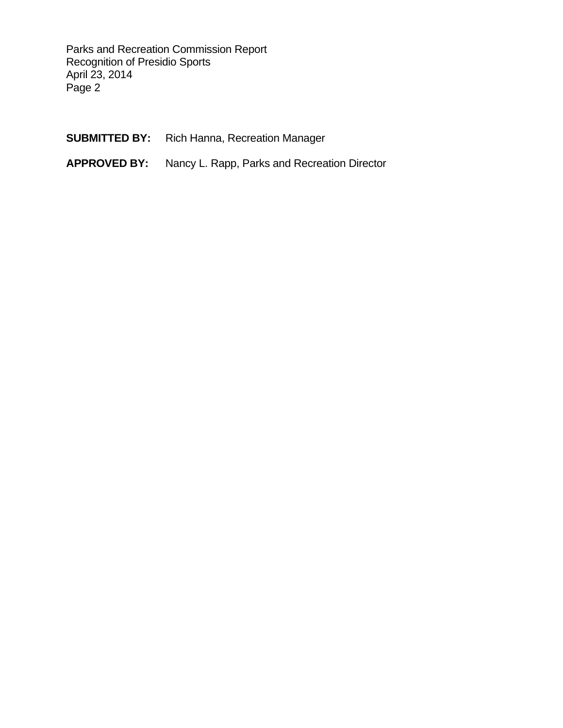**SUBMITTED BY:** Rich Hanna, Recreation Manager

**APPROVED BY:** Nancy L. Rapp, Parks and Recreation Director